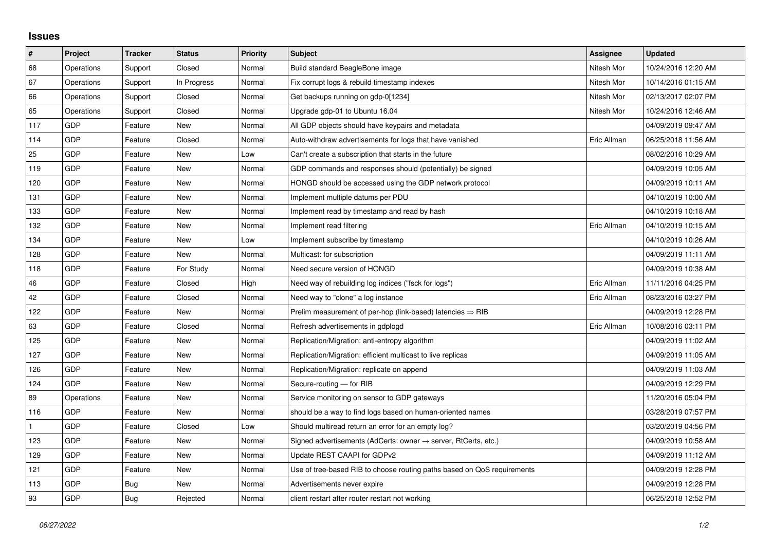# Issues

| # | Project | Tracker | Status | Priority | Subject | Assignee | Updated |
|---|---|---|---|---|---|---|---|
| 68 | Operations | Support | Closed | Normal | Build standard BeagleBone image | Nitesh Mor | 10/24/2016 12:20 AM |
| 67 | Operations | Support | In Progress | Normal | Fix corrupt logs & rebuild timestamp indexes | Nitesh Mor | 10/14/2016 01:15 AM |
| 66 | Operations | Support | Closed | Normal | Get backups running on gdp-0[1234] | Nitesh Mor | 02/13/2017 02:07 PM |
| 65 | Operations | Support | Closed | Normal | Upgrade gdp-01 to Ubuntu 16.04 | Nitesh Mor | 10/24/2016 12:46 AM |
| 117 | GDP | Feature | New | Normal | All GDP objects should have keypairs and metadata | | 04/09/2019 09:47 AM |
| 114 | GDP | Feature | Closed | Normal | Auto-withdraw advertisements for logs that have vanished | Eric Allman | 06/25/2018 11:56 AM |
| 25 | GDP | Feature | New | Low | Can't create a subscription that starts in the future | | 08/02/2016 10:29 AM |
| 119 | GDP | Feature | New | Normal | GDP commands and responses should (potentially) be signed | | 04/09/2019 10:05 AM |
| 120 | GDP | Feature | New | Normal | HONGD should be accessed using the GDP network protocol | | 04/09/2019 10:11 AM |
| 131 | GDP | Feature | New | Normal | Implement multiple datums per PDU | | 04/10/2019 10:00 AM |
| 133 | GDP | Feature | New | Normal | Implement read by timestamp and read by hash | | 04/10/2019 10:18 AM |
| 132 | GDP | Feature | New | Normal | Implement read filtering | Eric Allman | 04/10/2019 10:15 AM |
| 134 | GDP | Feature | New | Low | Implement subscribe by timestamp | | 04/10/2019 10:26 AM |
| 128 | GDP | Feature | New | Normal | Multicast: for subscription | | 04/09/2019 11:11 AM |
| 118 | GDP | Feature | For Study | Normal | Need secure version of HONGD | | 04/09/2019 10:38 AM |
| 46 | GDP | Feature | Closed | High | Need way of rebuilding log indices ("fsck for logs") | Eric Allman | 11/11/2016 04:25 PM |
| 42 | GDP | Feature | Closed | Normal | Need way to "clone" a log instance | Eric Allman | 08/23/2016 03:27 PM |
| 122 | GDP | Feature | New | Normal | Prelim measurement of per-hop (link-based) latencies ⇒ RIB | | 04/09/2019 12:28 PM |
| 63 | GDP | Feature | Closed | Normal | Refresh advertisements in gdplogd | Eric Allman | 10/08/2016 03:11 PM |
| 125 | GDP | Feature | New | Normal | Replication/Migration: anti-entropy algorithm | | 04/09/2019 11:02 AM |
| 127 | GDP | Feature | New | Normal | Replication/Migration: efficient multicast to live replicas | | 04/09/2019 11:05 AM |
| 126 | GDP | Feature | New | Normal | Replication/Migration: replicate on append | | 04/09/2019 11:03 AM |
| 124 | GDP | Feature | New | Normal | Secure-routing — for RIB | | 04/09/2019 12:29 PM |
| 89 | Operations | Feature | New | Normal | Service monitoring on sensor to GDP gateways | | 11/20/2016 05:04 PM |
| 116 | GDP | Feature | New | Normal | should be a way to find logs based on human-oriented names | | 03/28/2019 07:57 PM |
| 1 | GDP | Feature | Closed | Low | Should multiread return an error for an empty log? | | 03/20/2019 04:56 PM |
| 123 | GDP | Feature | New | Normal | Signed advertisements (AdCerts: owner → server, RtCerts, etc.) | | 04/09/2019 10:58 AM |
| 129 | GDP | Feature | New | Normal | Update REST CAAPI for GDPv2 | | 04/09/2019 11:12 AM |
| 121 | GDP | Feature | New | Normal | Use of tree-based RIB to choose routing paths based on QoS requirements | | 04/09/2019 12:28 PM |
| 113 | GDP | Bug | New | Normal | Advertisements never expire | | 04/09/2019 12:28 PM |
| 93 | GDP | Bug | Rejected | Normal | client restart after router restart not working | | 06/25/2018 12:52 PM |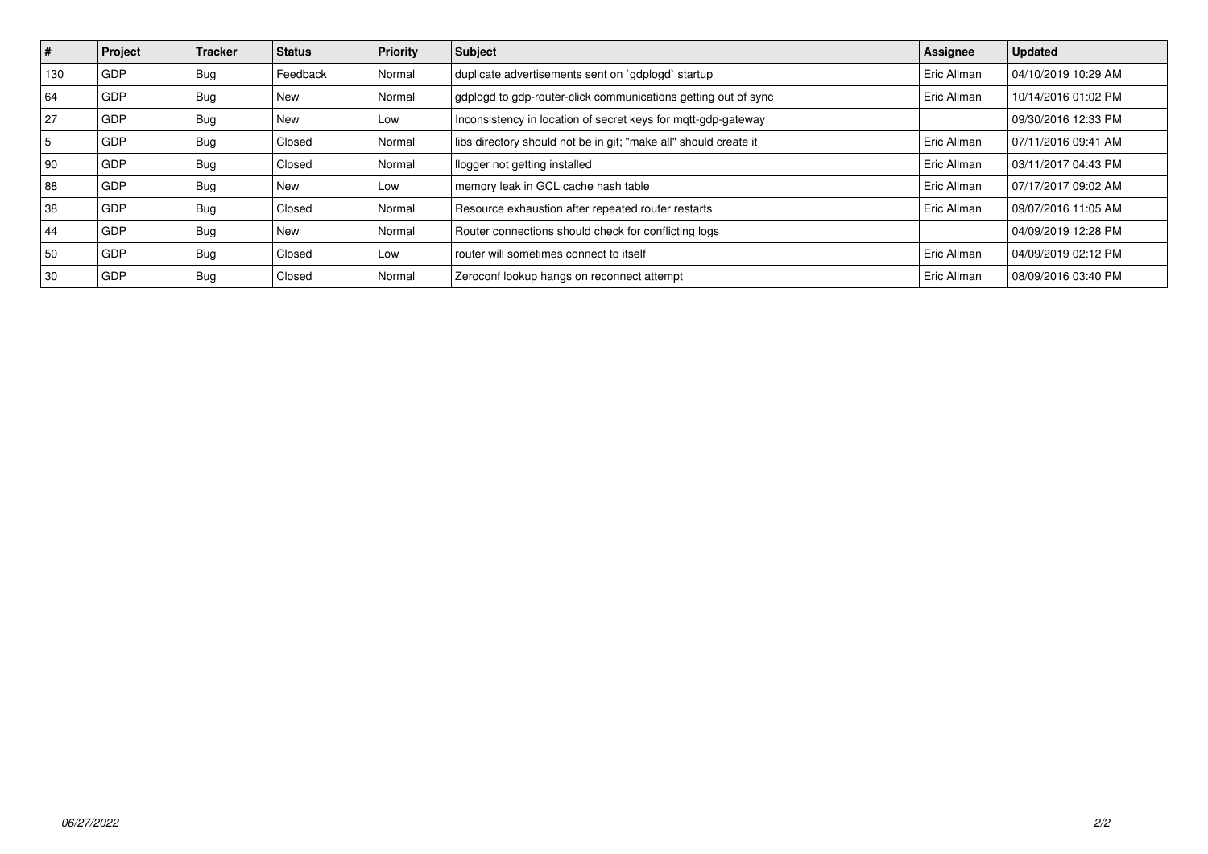| # | Project | Tracker | Status | Priority | Subject | Assignee | Updated |
|---|---|---|---|---|---|---|---|
| 130 | GDP | Bug | Feedback | Normal | duplicate advertisements sent on `gdplogd` startup | Eric Allman | 04/10/2019 10:29 AM |
| 64 | GDP | Bug | New | Normal | gdplogd to gdp-router-click communications getting out of sync | Eric Allman | 10/14/2016 01:02 PM |
| 27 | GDP | Bug | New | Low | Inconsistency in location of secret keys for mqtt-gdp-gateway | | 09/30/2016 12:33 PM |
| 5 | GDP | Bug | Closed | Normal | libs directory should not be in git; "make all" should create it | Eric Allman | 07/11/2016 09:41 AM |
| 90 | GDP | Bug | Closed | Normal | llogger not getting installed | Eric Allman | 03/11/2017 04:43 PM |
| 88 | GDP | Bug | New | Low | memory leak in GCL cache hash table | Eric Allman | 07/17/2017 09:02 AM |
| 38 | GDP | Bug | Closed | Normal | Resource exhaustion after repeated router restarts | Eric Allman | 09/07/2016 11:05 AM |
| 44 | GDP | Bug | New | Normal | Router connections should check for conflicting logs | | 04/09/2019 12:28 PM |
| 50 | GDP | Bug | Closed | Low | router will sometimes connect to itself | Eric Allman | 04/09/2019 02:12 PM |
| 30 | GDP | Bug | Closed | Normal | Zeroconf lookup hangs on reconnect attempt | Eric Allman | 08/09/2016 03:40 PM |